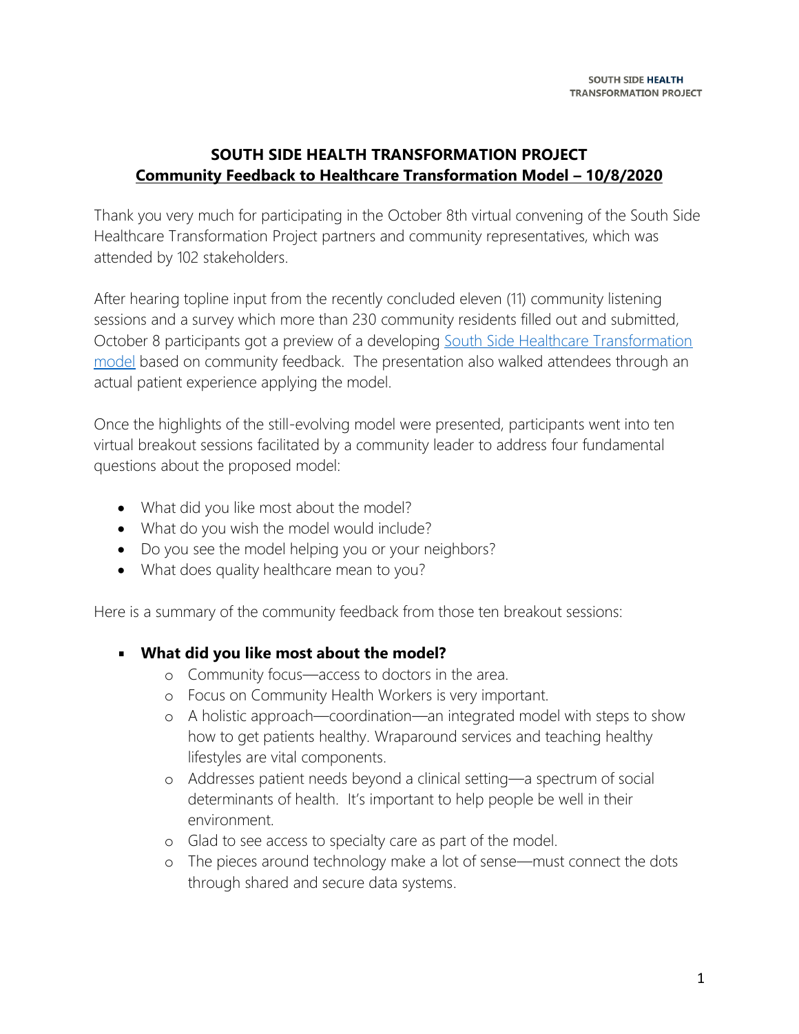# SOUTH SIDE HEALTH TRANSFORMATION PROJECT

## Community Feedback to Healthcare Transformation Model – 10/8/2020

Thank you very much for participating in the October 8th virtual convening of the South Side Healthcare Transformation Project partners and community representatives, which was attended by 102 stakeholders.

After hearing topline input from the recently concluded eleven (11) community listening sessions and a survey which more than 230 community residents filled out and submitted, October 8 participants got a preview of a developing [South Side Healthcare Transformation model](South Side Healthcare Transformation model) based on community feedback. The presentation also walked attendees through an actual patient experience applying the model.

Once the highlights of the still-evolving model were presented, participants went into ten virtual breakout sessions facilitated by a community leader to address four fundamental questions about the proposed model:

- What did you like most about the model?
- What do you wish the model would include?
- Do you see the model helping you or your neighbors?
- What does quality healthcare mean to you?

Here is a summary of the community feedback from those ten breakout sessions:

- **What did you like most about the model?**
  - Community focus—access to doctors in the area.
  - Focus on Community Health Workers is very important.
  - A holistic approach—coordination—an integrated model with steps to show how to get patients healthy. Wraparound services and teaching healthy lifestyles are vital components.
  - Addresses patient needs beyond a clinical setting—a spectrum of social determinants of health. It's important to help people be well in their environment.
  - Glad to see access to specialty care as part of the model.
  - The pieces around technology make a lot of sense—must connect the dots through shared and secure data systems.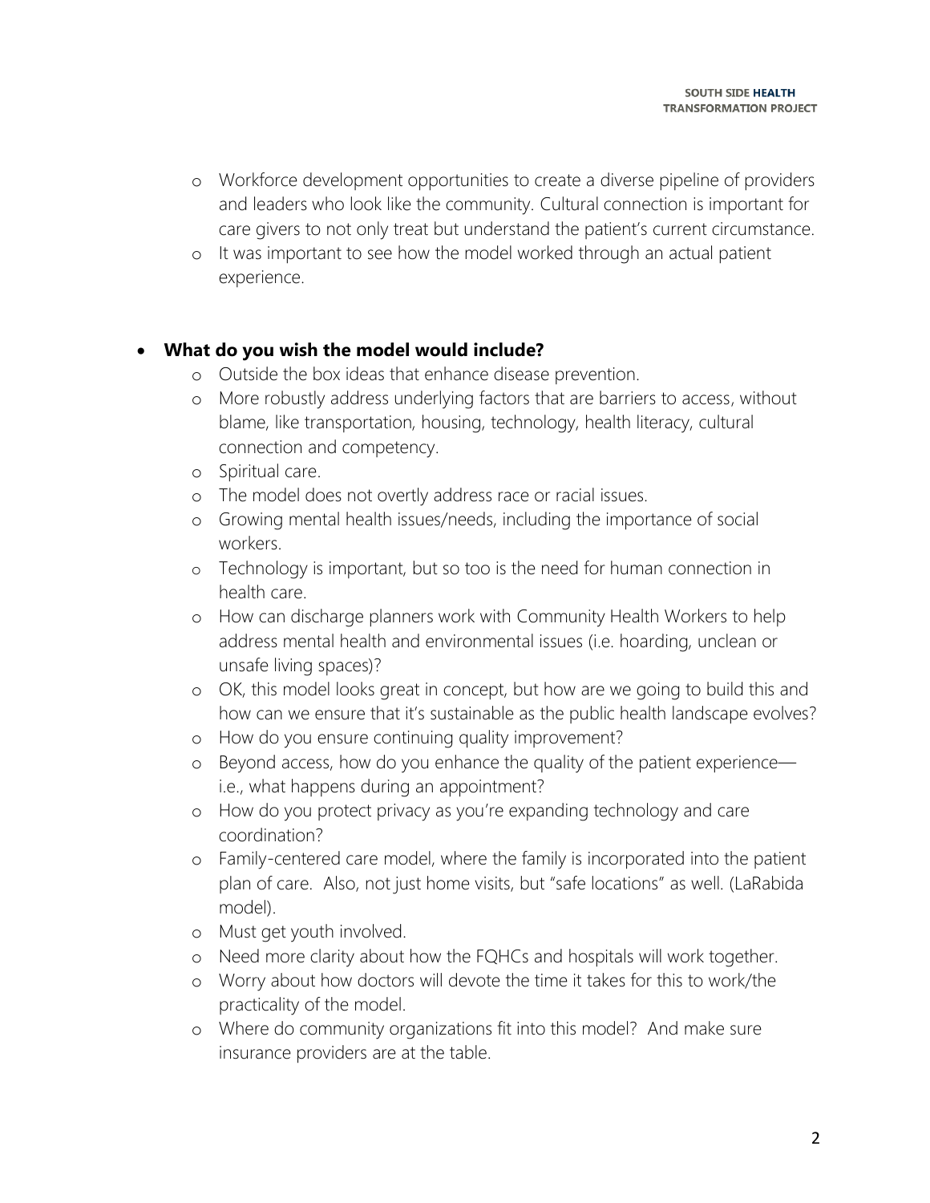- Workforce development opportunities to create a diverse pipeline of providers and leaders who look like the community. Cultural connection is important for care givers to not only treat but understand the patient's current circumstance.
  - It was important to see how the model worked through an actual patient experience.

- **What do you wish the model would include?**
  - Outside the box ideas that enhance disease prevention.
  - More robustly address underlying factors that are barriers to access, without blame, like transportation, housing, technology, health literacy, cultural connection and competency.
  - Spiritual care.
  - The model does not overtly address race or racial issues.
  - Growing mental health issues/needs, including the importance of social workers.
  - Technology is important, but so too is the need for human connection in health care.
  - How can discharge planners work with Community Health Workers to help address mental health and environmental issues (i.e. hoarding, unclean or unsafe living spaces)?
  - OK, this model looks great in concept, but how are we going to build this and how can we ensure that it's sustainable as the public health landscape evolves?
  - How do you ensure continuing quality improvement?
  - Beyond access, how do you enhance the quality of the patient experience—i.e., what happens during an appointment?
  - How do you protect privacy as you're expanding technology and care coordination?
  - Family-centered care model, where the family is incorporated into the patient plan of care. Also, not just home visits, but "safe locations" as well. (LaRabida model).
  - Must get youth involved.
  - Need more clarity about how the FQHCs and hospitals will work together.
  - Worry about how doctors will devote the time it takes for this to work/the practicality of the model.
  - Where do community organizations fit into this model? And make sure insurance providers are at the table.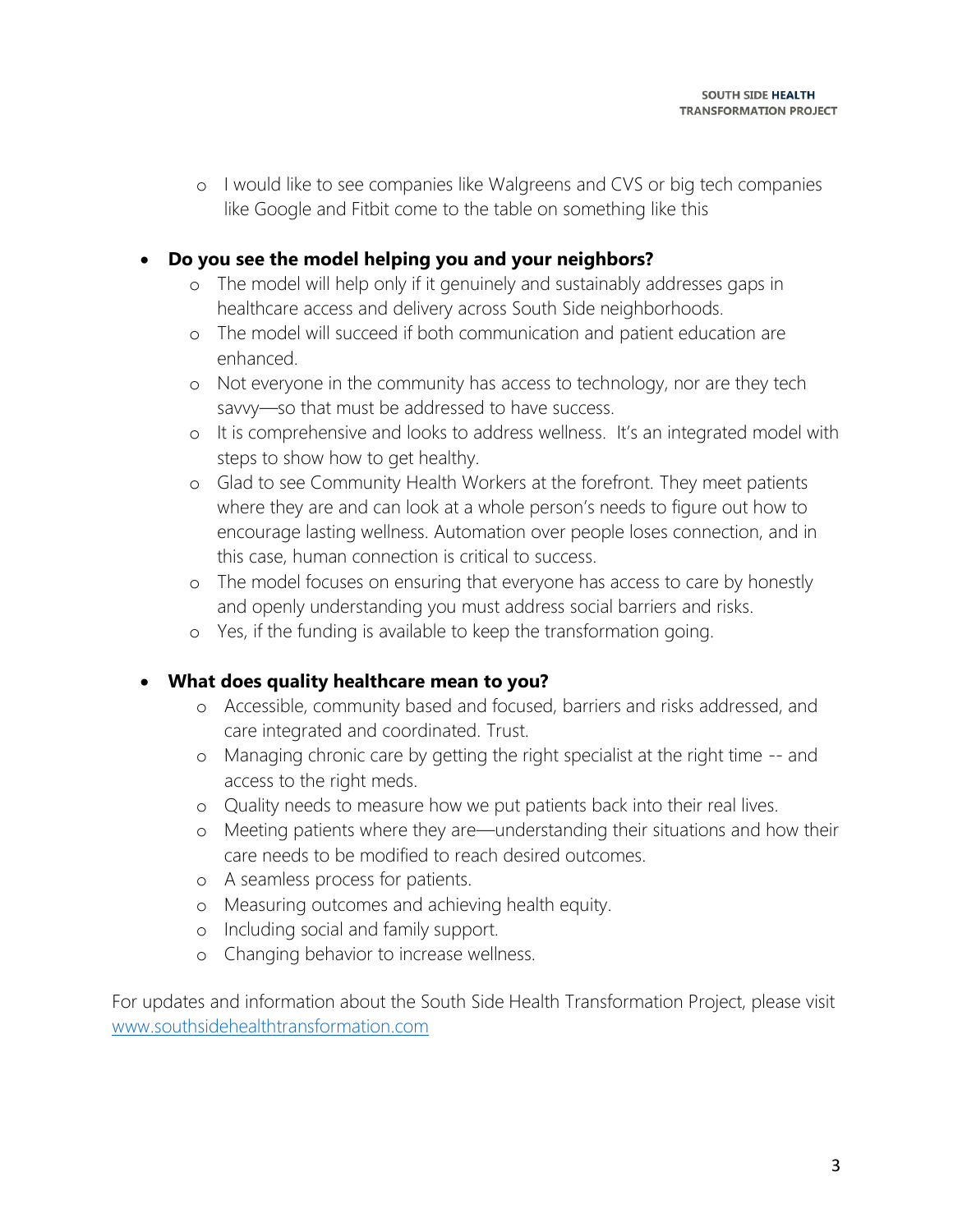- I would like to see companies like Walgreens and CVS or big tech companies like Google and Fitbit come to the table on something like this

- **Do you see the model helping you and your neighbors?**
  - The model will help only if it genuinely and sustainably addresses gaps in healthcare access and delivery across South Side neighborhoods.
  - The model will succeed if both communication and patient education are enhanced.
  - Not everyone in the community has access to technology, nor are they tech savvy—so that must be addressed to have success.
  - It is comprehensive and looks to address wellness. It's an integrated model with steps to show how to get healthy.
  - Glad to see Community Health Workers at the forefront. They meet patients where they are and can look at a whole person's needs to figure out how to encourage lasting wellness. Automation over people loses connection, and in this case, human connection is critical to success.
  - The model focuses on ensuring that everyone has access to care by honestly and openly understanding you must address social barriers and risks.
  - Yes, if the funding is available to keep the transformation going.

- **What does quality healthcare mean to you?**
  - Accessible, community based and focused, barriers and risks addressed, and care integrated and coordinated. Trust.
  - Managing chronic care by getting the right specialist at the right time -- and access to the right meds.
  - Quality needs to measure how we put patients back into their real lives.
  - Meeting patients where they are—understanding their situations and how their care needs to be modified to reach desired outcomes.
  - A seamless process for patients.
  - Measuring outcomes and achieving health equity.
  - Including social and family support.
  - Changing behavior to increase wellness.

For updates and information about the South Side Health Transformation Project, please visit [www.southsidehealthtransformation.com](http://www.southsidehealthtransformation.com)